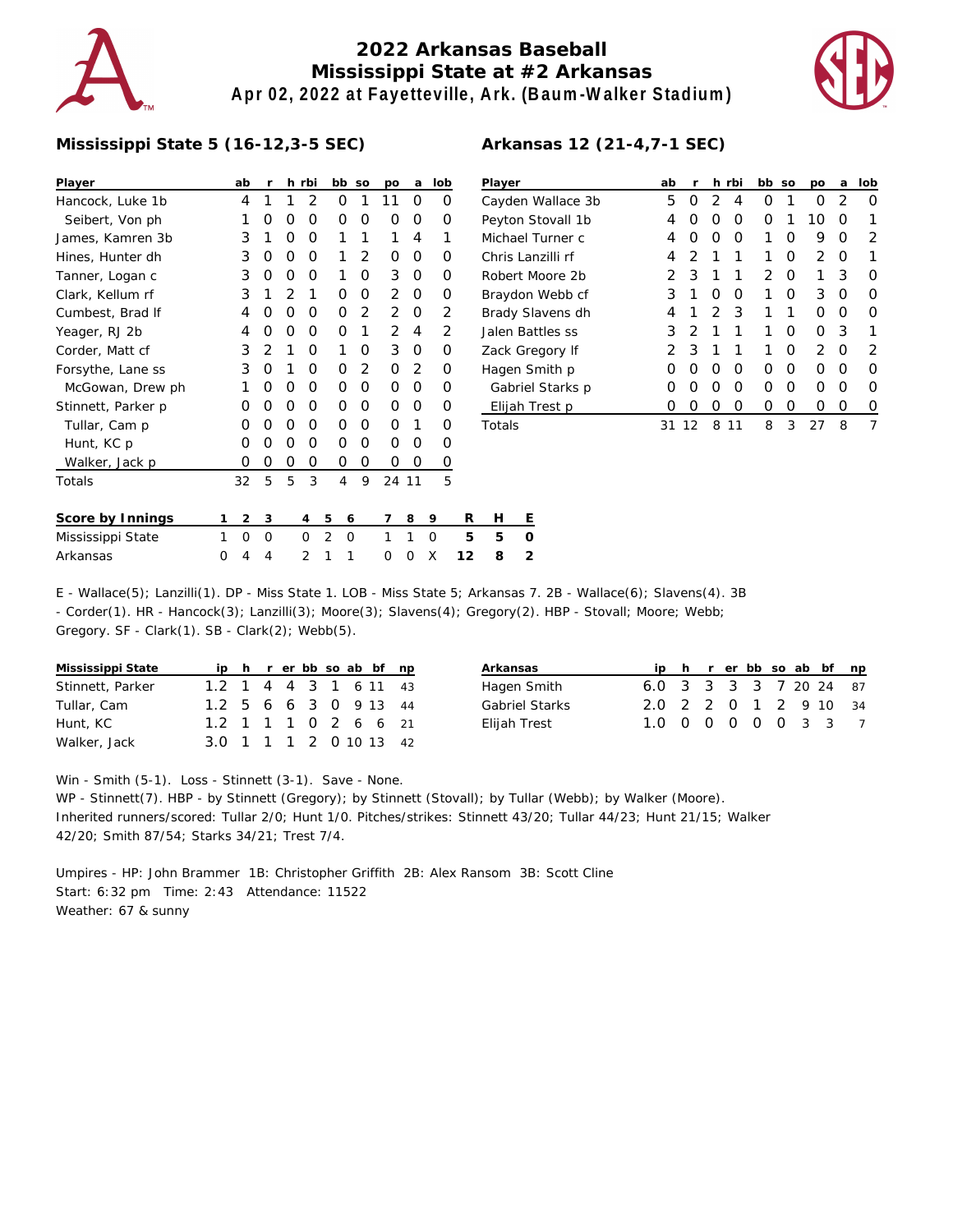# 2022 Arkansas Baseball
## Mississippi State at #2 Arkansas
### Apr 02, 2022 at Fayetteville, Ark. (Baum-Walker Stadium)

**Mississippi State 5 (16-12,3-5 SEC)**

| Player | ab | r | h | rbi | bb | so | po | a | lob |
|---|---|---|---|---|---|---|---|---|---|
| Hancock, Luke 1b | 4 | 1 | 1 | 2 | 0 | 1 | 11 | 0 | 0 |
| Seibert, Von ph | 1 | 0 | 0 | 0 | 0 | 0 | 0 | 0 | 0 |
| James, Kamren 3b | 3 | 1 | 0 | 0 | 1 | 1 | 1 | 4 | 1 |
| Hines, Hunter dh | 3 | 0 | 0 | 0 | 1 | 2 | 0 | 0 | 0 |
| Tanner, Logan c | 3 | 0 | 0 | 0 | 1 | 0 | 3 | 0 | 0 |
| Clark, Kellum rf | 3 | 1 | 2 | 1 | 0 | 0 | 2 | 0 | 0 |
| Cumbest, Brad lf | 4 | 0 | 0 | 0 | 0 | 2 | 2 | 0 | 2 |
| Yeager, RJ 2b | 4 | 0 | 0 | 0 | 0 | 1 | 2 | 4 | 2 |
| Corder, Matt cf | 3 | 2 | 1 | 0 | 1 | 0 | 3 | 0 | 0 |
| Forsythe, Lane ss | 3 | 0 | 1 | 0 | 0 | 2 | 0 | 2 | 0 |
| McGowan, Drew ph | 1 | 0 | 0 | 0 | 0 | 0 | 0 | 0 | 0 |
| Stinnett, Parker p | 0 | 0 | 0 | 0 | 0 | 0 | 0 | 0 | 0 |
| Tullar, Cam p | 0 | 0 | 0 | 0 | 0 | 0 | 0 | 1 | 0 |
| Hunt, KC p | 0 | 0 | 0 | 0 | 0 | 0 | 0 | 0 | 0 |
| Walker, Jack p | 0 | 0 | 0 | 0 | 0 | 0 | 0 | 0 | 0 |
| Totals | 32 | 5 | 5 | 3 | 4 | 9 | 24 | 11 | 5 |

**Arkansas 12 (21-4,7-1 SEC)**

| Player | ab | r | h | rbi | bb | so | po | a | lob |
|---|---|---|---|---|---|---|---|---|---|
| Cayden Wallace 3b | 5 | 0 | 2 | 4 | 0 | 1 | 0 | 2 | 0 |
| Peyton Stovall 1b | 4 | 0 | 0 | 0 | 0 | 1 | 10 | 0 | 1 |
| Michael Turner c | 4 | 0 | 0 | 0 | 1 | 0 | 9 | 0 | 2 |
| Chris Lanzilli rf | 4 | 2 | 1 | 1 | 1 | 0 | 2 | 0 | 1 |
| Robert Moore 2b | 2 | 3 | 1 | 1 | 2 | 0 | 1 | 3 | 0 |
| Braydon Webb cf | 3 | 1 | 0 | 0 | 1 | 0 | 3 | 0 | 0 |
| Brady Slavens dh | 4 | 1 | 2 | 3 | 1 | 1 | 0 | 0 | 0 |
| Jalen Battles ss | 3 | 2 | 1 | 1 | 1 | 0 | 0 | 3 | 1 |
| Zack Gregory lf | 2 | 3 | 1 | 1 | 1 | 0 | 2 | 0 | 2 |
| Hagen Smith p | 0 | 0 | 0 | 0 | 0 | 0 | 0 | 0 | 0 |
| Gabriel Starks p | 0 | 0 | 0 | 0 | 0 | 0 | 0 | 0 | 0 |
| Elijah Trest p | 0 | 0 | 0 | 0 | 0 | 0 | 0 | 0 | 0 |
| Totals | 31 | 12 | 8 | 11 | 8 | 3 | 27 | 8 | 7 |

| Score by Innings | 1 | 2 | 3 | 4 | 5 | 6 | 7 | 8 | 9 | R | H | E |
|---|---|---|---|---|---|---|---|---|---|---|---|---|
| Mississippi State | 1 | 0 | 0 | 0 | 2 | 0 | 1 | 1 | 0 | 5 | 5 | 0 |
| Arkansas | 0 | 4 | 4 | 2 | 1 | 1 | 0 | 0 | X | 12 | 8 | 2 |

E - Wallace(5); Lanzilli(1). DP - Miss State 1. LOB - Miss State 5; Arkansas 7. 2B - Wallace(6); Slavens(4). 3B - Corder(1). HR - Hancock(3); Lanzilli(3); Moore(3); Slavens(4); Gregory(2). HBP - Stovall; Moore; Webb; Gregory. SF - Clark(1). SB - Clark(2); Webb(5).

| Mississippi State | ip | h | r | er | bb | so | ab | bf | np |
|---|---|---|---|---|---|---|---|---|---|
| Stinnett, Parker | 1.2 | 1 | 4 | 4 | 3 | 1 | 6 | 11 | 43 |
| Tullar, Cam | 1.2 | 5 | 6 | 6 | 3 | 0 | 9 | 13 | 44 |
| Hunt, KC | 1.2 | 1 | 1 | 1 | 0 | 2 | 6 | 6 | 21 |
| Walker, Jack | 3.0 | 1 | 1 | 1 | 2 | 0 | 10 | 13 | 42 |

| Arkansas | ip | h | r | er | bb | so | ab | bf | np |
|---|---|---|---|---|---|---|---|---|---|
| Hagen Smith | 6.0 | 3 | 3 | 3 | 3 | 7 | 20 | 24 | 87 |
| Gabriel Starks | 2.0 | 2 | 2 | 0 | 1 | 2 | 9 | 10 | 34 |
| Elijah Trest | 1.0 | 0 | 0 | 0 | 0 | 0 | 3 | 3 | 7 |

Win - Smith (5-1). Loss - Stinnett (3-1). Save - None.
WP - Stinnett(7). HBP - by Stinnett (Gregory); by Stinnett (Stovall); by Tullar (Webb); by Walker (Moore). Inherited runners/scored: Tullar 2/0; Hunt 1/0. Pitches/strikes: Stinnett 43/20; Tullar 44/23; Hunt 21/15; Walker 42/20; Smith 87/54; Starks 34/21; Trest 7/4.

Umpires - HP: John Brammer 1B: Christopher Griffith 2B: Alex Ransom 3B: Scott Cline
Start: 6:32 pm Time: 2:43 Attendance: 11522
Weather: 67 & sunny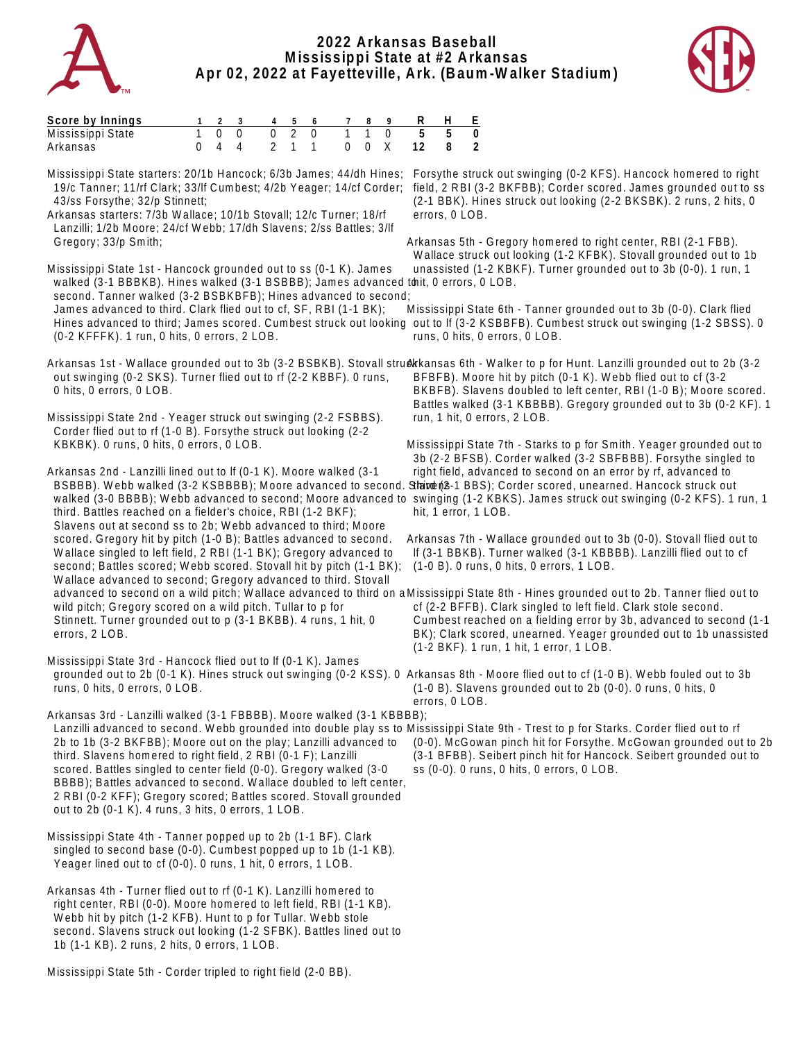# 2022 Arkansas Baseball
## Mississippi State at #2 Arkansas
### Apr 02, 2022 at Fayetteville, Ark. (Baum-Walker Stadium)

| Score by Innings | 1 | 2 | 3 | 4 | 5 | 6 | 7 | 8 | 9 | R | H | E |
|---|---|---|---|---|---|---|---|---|---|---|---|---|
| Mississippi State | 1 | 0 | 0 | 0 | 2 | 0 | 1 | 1 | 0 | 5 | 5 | 0 |
| Arkansas | 0 | 4 | 4 | 2 | 1 | 1 | 0 | 0 | X | 12 | 8 | 2 |

Mississippi State starters: 20/1b Hancock; 6/3b James; 44/dh Hines; 19/c Tanner; 11/rf Clark; 33/lf Cumbest; 4/2b Yeager; 14/cf Corder; 43/ss Forsythe; 32/p Stinnett;

Arkansas starters: 7/3b Wallace; 10/1b Stovall; 12/c Turner; 18/rf Lanzilli; 1/2b Moore; 24/cf Webb; 17/dh Slavens; 2/ss Battles; 3/lf Gregory; 33/p Smith;

Mississippi State 1st - Hancock grounded out to ss (0-1 K). James walked (3-1 BBBKB). Hines walked (3-1 BSBBB); James advanced to second. Tanner walked (3-2 BSBKBFB); Hines advanced to second; James advanced to third. Clark flied out to cf, SF, RBI (1-1 BK); Hines advanced to third; James scored. Cumbest struck out looking (0-2 KFFFK). 1 run, 0 hits, 0 errors, 2 LOB.

Arkansas 1st - Wallace grounded out to 3b (3-2 BSBKB). Stovall struck out swinging (0-2 SKS). Turner flied out to rf (2-2 KBBF). 0 runs, 0 hits, 0 errors, 0 LOB.

Mississippi State 2nd - Yeager struck out swinging (2-2 FSBBS). Corder flied out to rf (1-0 B). Forsythe struck out looking (2-2 KBKBK). 0 runs, 0 hits, 0 errors, 0 LOB.

Arkansas 2nd - Lanzilli lined out to lf (0-1 K). Moore walked (3-1 BSBBB). Webb walked (3-2 KSBBBB); Moore advanced to second. Slavens walked (3-0 BBBB); Webb advanced to second; Moore advanced to third. Battles reached on a fielder's choice, RBI (1-2 BKF); Slavens out at second ss to 2b; Webb advanced to third; Moore scored. Gregory hit by pitch (1-0 B); Battles advanced to second. Wallace singled to left field, 2 RBI (1-1 BK); Gregory advanced to second; Battles scored; Webb scored. Stovall hit by pitch (1-1 BK); Wallace advanced to second; Gregory advanced to third. Stovall advanced to second on a wild pitch; Wallace advanced to third on a wild pitch; Gregory scored on a wild pitch. Tullar to p for Stinnett. Turner grounded out to p (3-1 BKBB). 4 runs, 1 hit, 0 errors, 2 LOB.

Mississippi State 3rd - Hancock flied out to lf (0-1 K). James grounded out to 2b (0-1 K). Hines struck out swinging (0-2 KSS). 0 runs, 0 hits, 0 errors, 0 LOB.

Arkansas 3rd - Lanzilli walked (3-1 FBBBB). Moore walked (3-1 KBBBB); Lanzilli advanced to second. Webb grounded into double play ss to 2b to 1b (3-2 BKFBB); Moore out on the play; Lanzilli advanced to third. Slavens homered to right field, 2 RBI (0-1 F); Lanzilli scored. Battles singled to center field (0-0). Gregory walked (3-0 BBBB); Battles advanced to second. Wallace doubled to left center, 2 RBI (0-2 KFF); Gregory scored; Battles scored. Stovall grounded out to 2b (0-1 K). 4 runs, 3 hits, 0 errors, 1 LOB.

Mississippi State 4th - Tanner popped up to 2b (1-1 BF). Clark singled to second base (0-0). Cumbest popped up to 1b (1-1 KB). Yeager lined out to cf (0-0). 0 runs, 1 hit, 0 errors, 1 LOB.

Arkansas 4th - Turner flied out to rf (0-1 K). Lanzilli homered to right center, RBI (0-0). Moore homered to left field, RBI (1-1 KB). Webb hit by pitch (1-2 KFB). Hunt to p for Tullar. Webb stole second. Slavens struck out looking (1-2 SFBK). Battles lined out to 1b (1-1 KB). 2 runs, 2 hits, 0 errors, 1 LOB.

Mississippi State 5th - Corder tripled to right field (2-0 BB). Forsythe struck out swinging (0-2 KFS). Hancock homered to right field, 2 RBI (3-2 BKFBB); Corder scored. James grounded out to ss (2-1 BBK). Hines struck out looking (2-2 BKSBK). 2 runs, 2 hits, 0 errors, 0 LOB.

Arkansas 5th - Gregory homered to right center, RBI (2-1 FBB). Wallace struck out looking (1-2 KFBK). Stovall grounded out to 1b unassisted (1-2 KBKF). Turner grounded out to 3b (0-0). 1 run, 1 hit, 0 errors, 0 LOB.

Mississippi State 6th - Tanner grounded out to 3b (0-0). Clark flied out to lf (3-2 KSBBFB). Cumbest struck out swinging (1-2 SBSS). 0 runs, 0 hits, 0 errors, 0 LOB.

Arkansas 6th - Walker to p for Hunt. Lanzilli grounded out to 2b (3-2 BFBFB). Moore hit by pitch (0-1 K). Webb flied out to cf (3-2 BKBFB). Slavens doubled to left center, RBI (1-0 B); Moore scored. Battles walked (3-1 KBBBB). Gregory grounded out to 3b (0-2 KF). 1 run, 1 hit, 0 errors, 2 LOB.

Mississippi State 7th - Starks to p for Smith. Yeager grounded out to 3b (2-2 BFSB). Corder walked (3-2 SBFBBB). Forsythe singled to right field, advanced to second on an error by rf, advanced to third (2-1 BBS); Corder scored, unearned. Hancock struck out swinging (1-2 KBKS). James struck out swinging (0-2 KFS). 1 run, 1 hit, 1 error, 1 LOB.

Arkansas 7th - Wallace grounded out to 3b (0-0). Stovall flied out to lf (3-1 BBKB). Turner walked (3-1 KBBBB). Lanzilli flied out to cf (1-0 B). 0 runs, 0 hits, 0 errors, 1 LOB.

Mississippi State 8th - Hines grounded out to 2b. Tanner flied out to cf (2-2 BFFB). Clark singled to left field. Clark stole second. Cumbest reached on a fielding error by 3b, advanced to second (1-1 BK); Clark scored, unearned. Yeager grounded out to 1b unassisted (1-2 BKF). 1 run, 1 hit, 1 error, 1 LOB.

Arkansas 8th - Moore flied out to cf (1-0 B). Webb fouled out to 3b (1-0 B). Slavens grounded out to 2b (0-0). 0 runs, 0 hits, 0 errors, 0 LOB.

Mississippi State 9th - Trest to p for Starks. Corder flied out to rf (0-0). McGowan pinch hit for Forsythe. McGowan grounded out to 2b (3-1 BFBB). Seibert pinch hit for Hancock. Seibert grounded out to ss (0-0). 0 runs, 0 hits, 0 errors, 0 LOB.